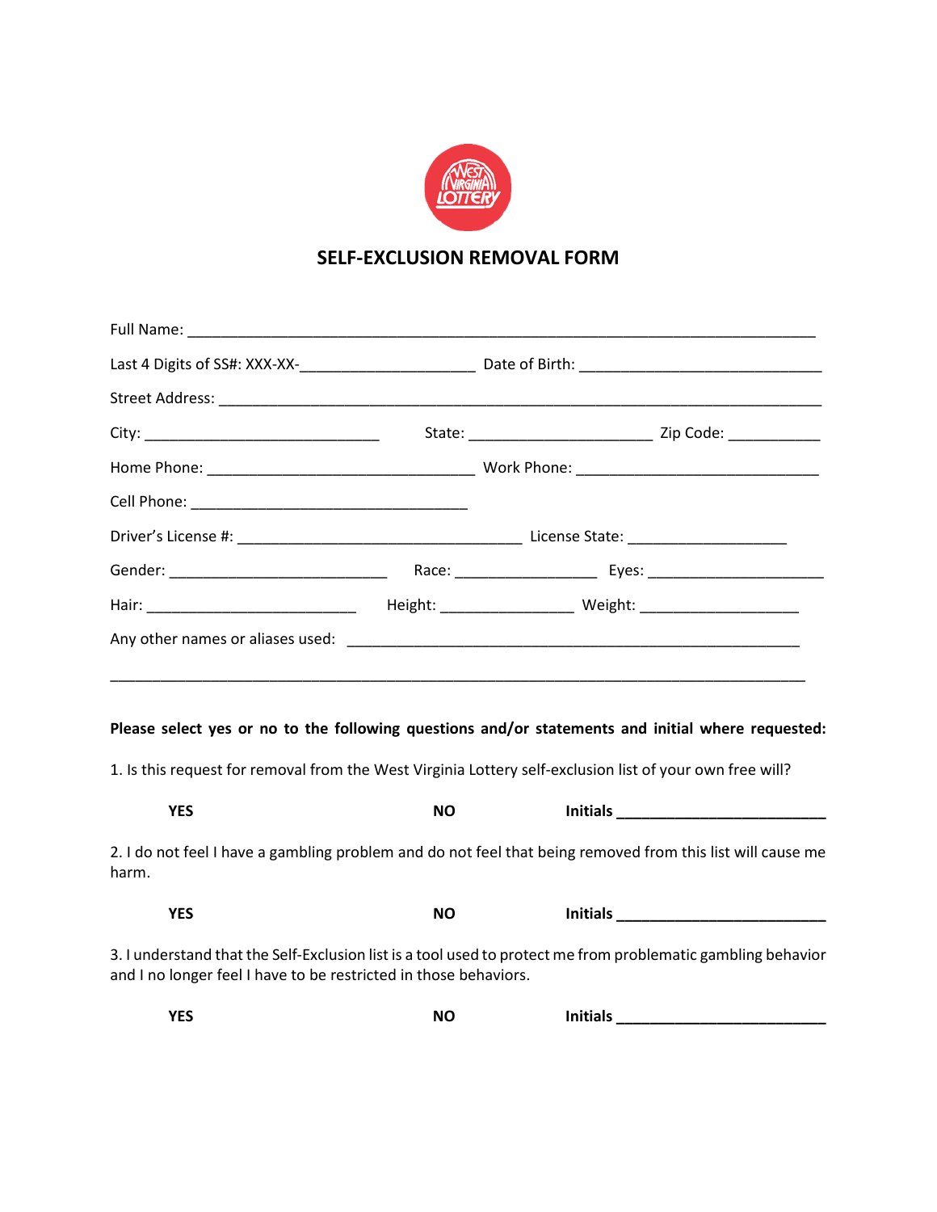# SELF-EXCLUSION REMOVAL FORM

Full Name: ______________________________________________________________________________

Last 4 Digits of SS#: XXX-XX-_____________________ Date of Birth: _____________________________

Street Address: __________________________________________________________________________

City: ____________________________ State: ______________________ Zip Code: ___________

Home Phone: ________________________________ Work Phone: _____________________________

Cell Phone: __________________________________

Driver's License #: __________________________________ License State: ___________________

Gender: __________________________ Race: ________________ Eyes: _____________________

Hair: _________________________ Height: ________________ Weight: ___________________

Any other names or aliases used: ______________________________________________________

____________________________________________________________________________________

**Please select yes or no to the following questions and/or statements and initial where requested:**

1. Is this request for removal from the West Virginia Lottery self-exclusion list of your own free will?

**YES** **NO** **Initials ________________________**

2. I do not feel I have a gambling problem and do not feel that being removed from this list will cause me harm.

**YES** **NO** **Initials ________________________**

3. I understand that the Self-Exclusion list is a tool used to protect me from problematic gambling behavior and I no longer feel I have to be restricted in those behaviors.

**YES** **NO** **Initials ________________________**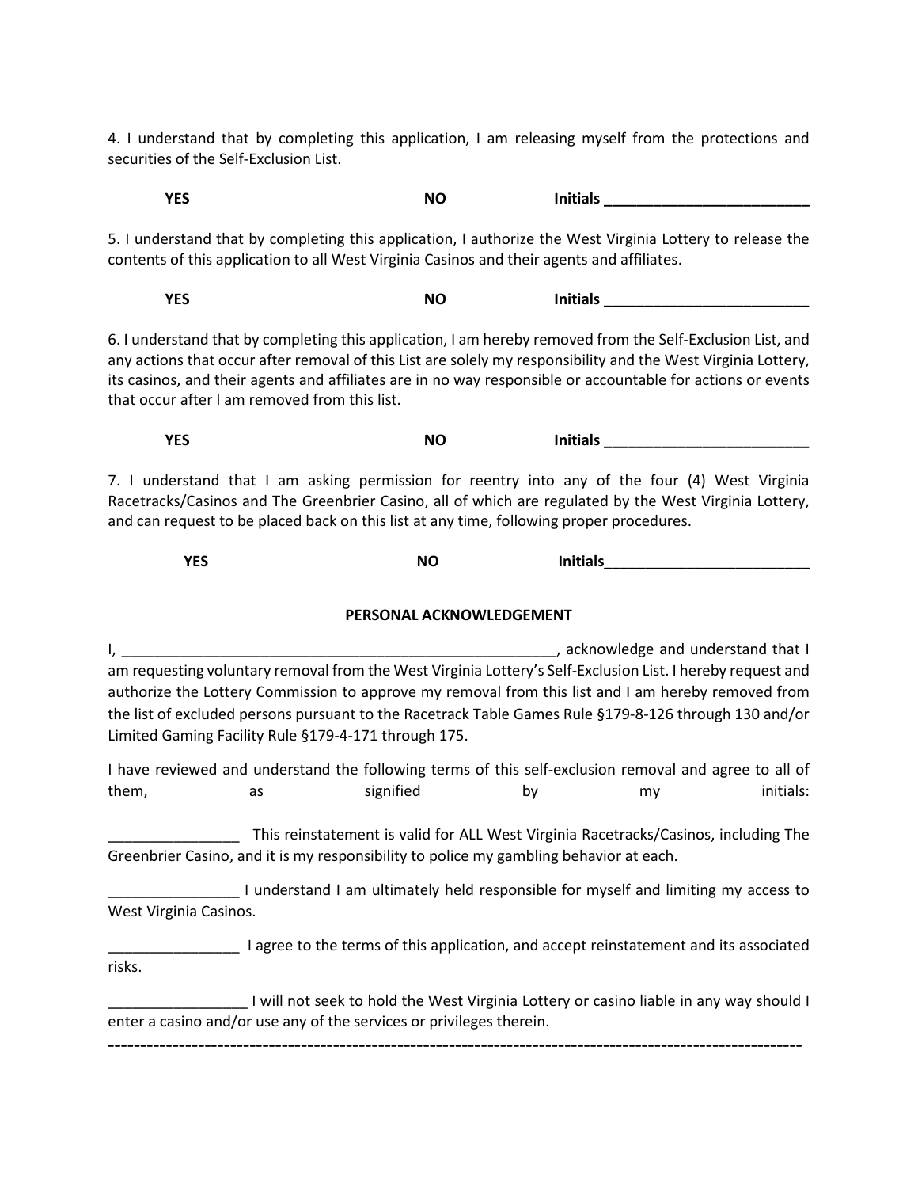4. I understand that by completing this application, I am releasing myself from the protections and securities of the Self-Exclusion List.

**YES** **NO** **Initials _________________________**

5. I understand that by completing this application, I authorize the West Virginia Lottery to release the contents of this application to all West Virginia Casinos and their agents and affiliates.

**YES** **NO** **Initials _________________________**

6. I understand that by completing this application, I am hereby removed from the Self-Exclusion List, and any actions that occur after removal of this List are solely my responsibility and the West Virginia Lottery, its casinos, and their agents and affiliates are in no way responsible or accountable for actions or events that occur after I am removed from this list.

**YES** **NO** **Initials _________________________**

7. I understand that I am asking permission for reentry into any of the four (4) West Virginia Racetracks/Casinos and The Greenbrier Casino, all of which are regulated by the West Virginia Lottery, and can request to be placed back on this list at any time, following proper procedures.

**YES** **NO** **Initials_________________________**

**PERSONAL ACKNOWLEDGEMENT**

I, ______________________________________________________, acknowledge and understand that I am requesting voluntary removal from the West Virginia Lottery's Self-Exclusion List. I hereby request and authorize the Lottery Commission to approve my removal from this list and I am hereby removed from the list of excluded persons pursuant to the Racetrack Table Games Rule §179-8-126 through 130 and/or Limited Gaming Facility Rule §179-4-171 through 175.

I have reviewed and understand the following terms of this self-exclusion removal and agree to all of them, as signified by my initials:

________________ This reinstatement is valid for ALL West Virginia Racetracks/Casinos, including The Greenbrier Casino, and it is my responsibility to police my gambling behavior at each.

________________ I understand I am ultimately held responsible for myself and limiting my access to West Virginia Casinos.

________________ I agree to the terms of this application, and accept reinstatement and its associated risks.

_________________ I will not seek to hold the West Virginia Lottery or casino liable in any way should I enter a casino and/or use any of the services or privileges therein.

---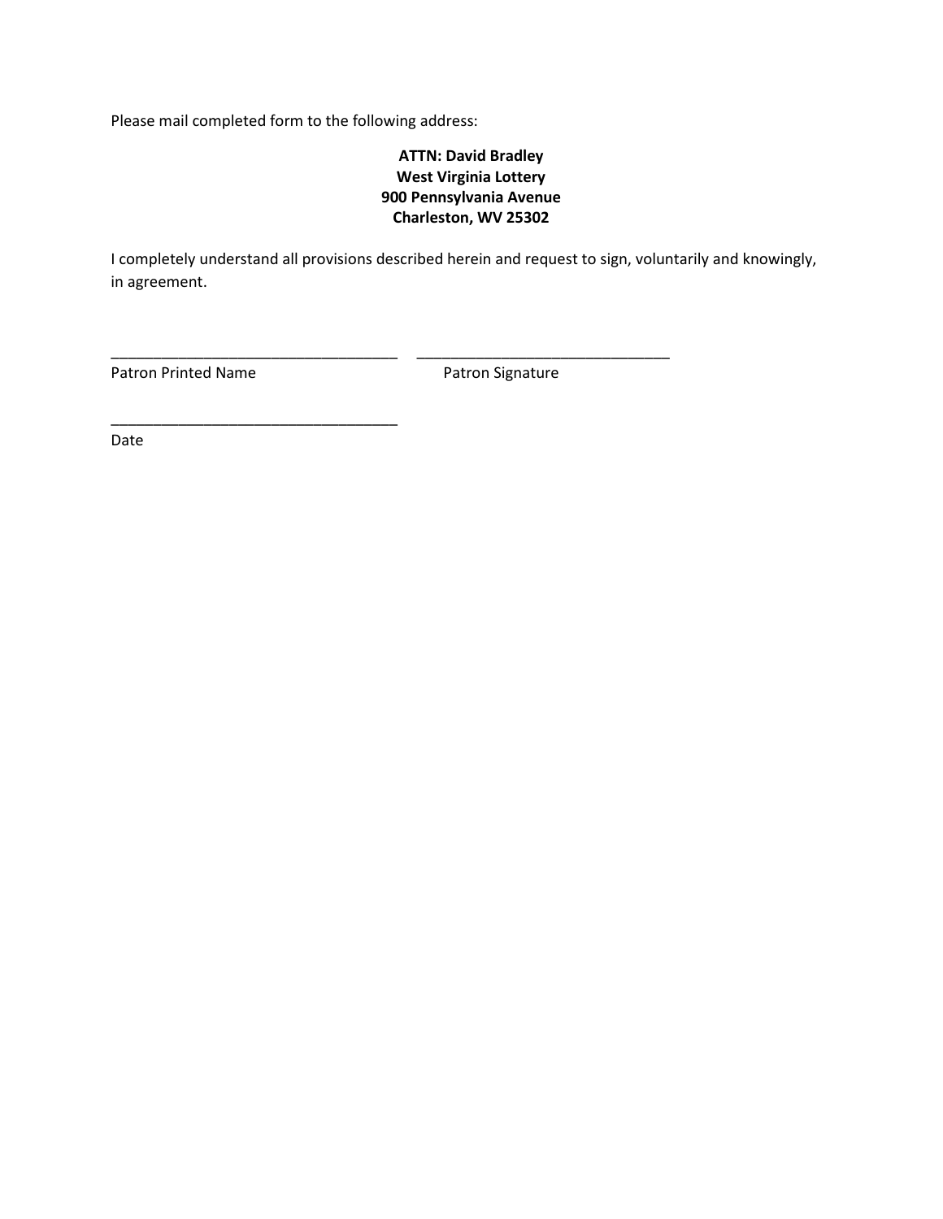Please mail completed form to the following address:

**ATTN: David Bradley**
**West Virginia Lottery**
**900 Pennsylvania Avenue**
**Charleston, WV 25302**

I completely understand all provisions described herein and request to sign, voluntarily and knowingly, in agreement.

__________________________________ ______________________________
Patron Printed Name Patron Signature

__________________________________
Date